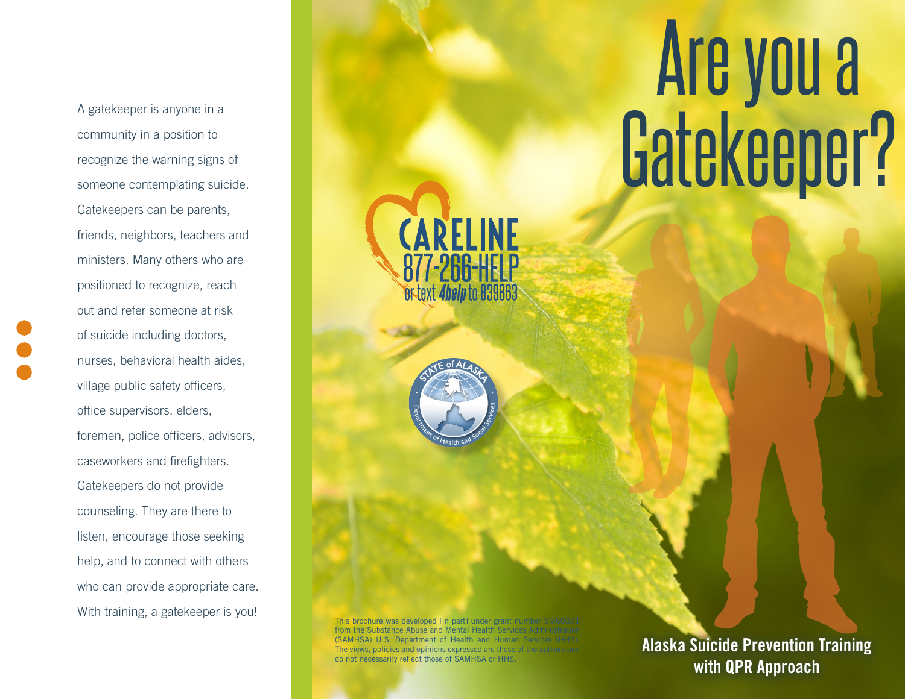A gatekeeper is anyone in a community in a position to recognize the warning signs of someone contemplating suicide. Gatekeepers can be parents, friends, neighbors, teachers and ministers. Many others who are positioned to recognize, reach out and refer someone at risk of suicide including doctors, nurses, behavioral health aides, village public safety officers, office supervisors, elders, foremen, police officers, advisors, caseworkers and firefighters. Gatekeepers do not provide counseling. They are there to listen, encourage those seeking help, and to connect with others who can provide appropriate care. With training, a gatekeeper is you!

# Are you a Gatekeeper?

**CARELINE**
**877-266-HELP**
or text *4help* to 839863

STATE of ALASKA
Department of Health and Social Services

This brochure was developed [in part] under grant number SM60371 from the Substance Abuse and Mental Health Services Administration (SAMHSA) U.S. Department of Health and Human Services (HHS). The views, policies and opinions expressed are those of the authors and do not necessarily reflect those of SAMHSA or HHS.

**Alaska Suicide Prevention Training with QPR Approach**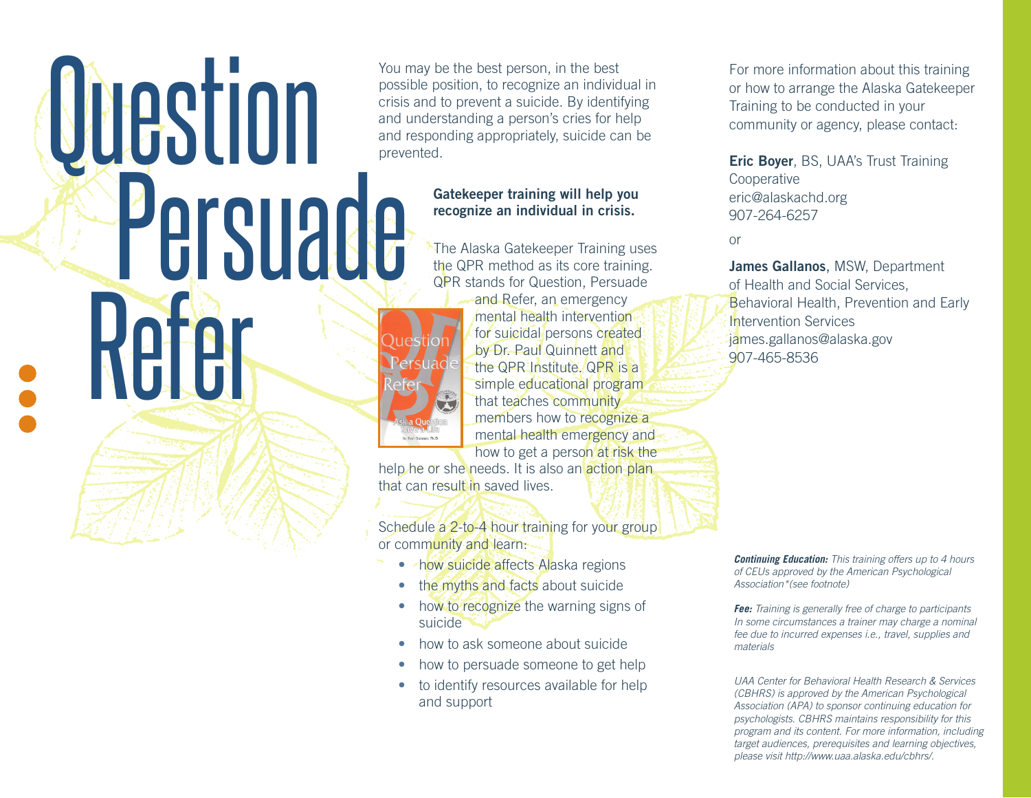# Question Persuade Refer

You may be the best person, in the best possible position, to recognize an individual in crisis and to prevent a suicide. By identifying and understanding a person's cries for help and responding appropriately, suicide can be prevented.

**Gatekeeper training will help you recognize an individual in crisis.**

The Alaska Gatekeeper Training uses the QPR method as its core training. QPR stands for Question, Persuade and Refer, an emergency mental health intervention for suicidal persons created by Dr. Paul Quinnett and the QPR Institute. QPR is a simple educational program that teaches community members how to recognize a mental health emergency and how to get a person at risk the help he or she needs. It is also an action plan that can result in saved lives.

Schedule a 2-to-4 hour training for your group or community and learn:

- how suicide affects Alaska regions
- the myths and facts about suicide
- how to recognize the warning signs of suicide
- how to ask someone about suicide
- how to persuade someone to get help
- to identify resources available for help and support

For more information about this training or how to arrange the Alaska Gatekeeper Training to be conducted in your community or agency, please contact:

**Eric Boyer**, BS, UAA's Trust Training Cooperative
eric@alaskachd.org
907-264-6257

or

**James Gallanos**, MSW, Department of Health and Social Services, Behavioral Health, Prevention and Early Intervention Services
james.gallanos@alaska.gov
907-465-8536

***Continuing Education:*** *This training offers up to 4 hours of CEUs approved by the American Psychological Association\*(see footnote)*

***Fee:*** *Training is generally free of charge to participants In some circumstances a trainer may charge a nominal fee due to incurred expenses i.e., travel, supplies and materials*

*UAA Center for Behavioral Health Research & Services (CBHRS) is approved by the American Psychological Association (APA) to sponsor continuing education for psychologists. CBHRS maintains responsibility for this program and its content. For more information, including target audiences, prerequisites and learning objectives, please visit http://www.uaa.alaska.edu/cbhrs/.*